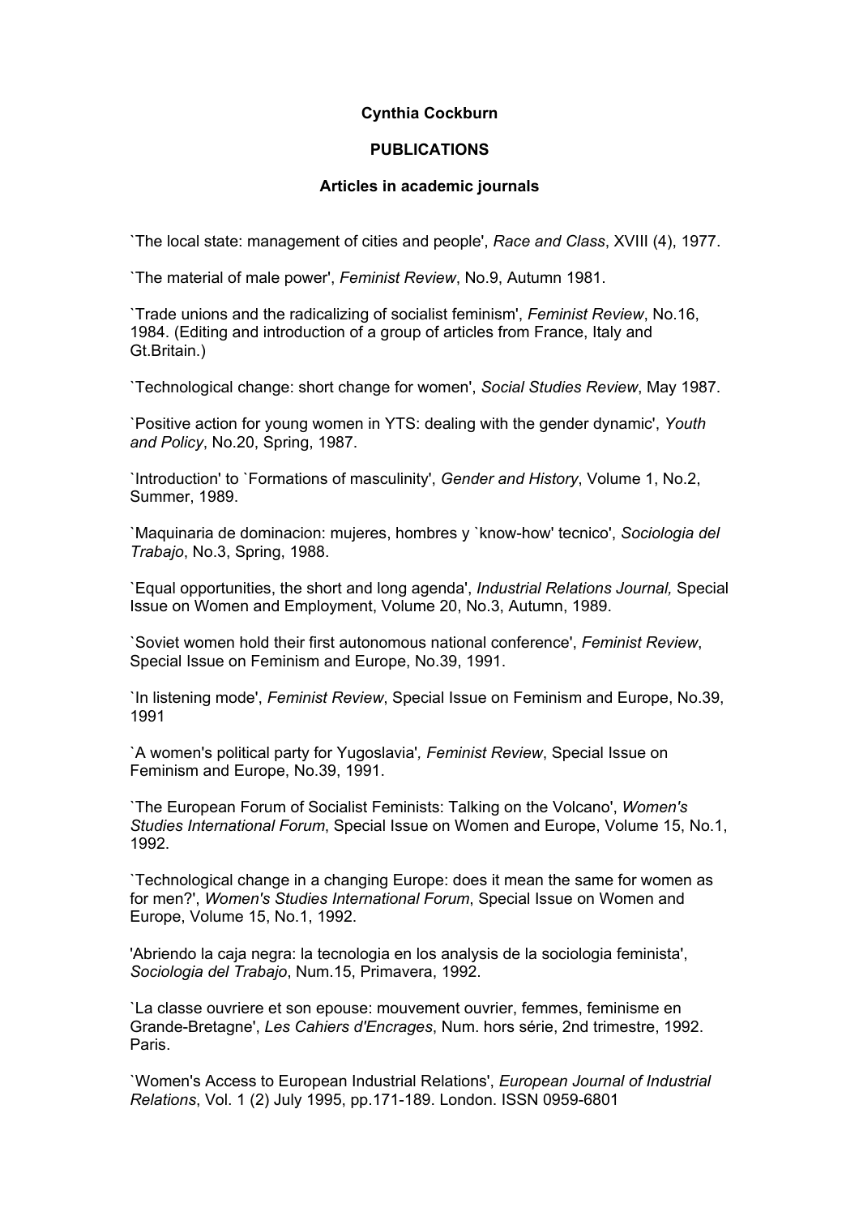**Cynthia Cockburn**

**PUBLICATIONS**

**Articles in academic journals**

`The local state: management of cities and people', *Race and Class*, XVIII (4), 1977.

`The material of male power', *Feminist Review*, No.9, Autumn 1981.

`Trade unions and the radicalizing of socialist feminism', *Feminist Review*, No.16, 1984. (Editing and introduction of a group of articles from France, Italy and Gt.Britain.)

`Technological change: short change for women', *Social Studies Review*, May 1987.

`Positive action for young women in YTS: dealing with the gender dynamic', *Youth and Policy*, No.20, Spring, 1987.

`Introduction' to `Formations of masculinity', *Gender and History*, Volume 1, No.2, Summer, 1989.

`Maquinaria de dominacion: mujeres, hombres y `know-how' tecnico', *Sociologia del Trabajo*, No.3, Spring, 1988.

`Equal opportunities, the short and long agenda', *Industrial Relations Journal,* Special Issue on Women and Employment, Volume 20, No.3, Autumn, 1989.

`Soviet women hold their first autonomous national conference', *Feminist Review*, Special Issue on Feminism and Europe, No.39, 1991.

`In listening mode', *Feminist Review*, Special Issue on Feminism and Europe, No.39, 1991

`A women's political party for Yugoslavia', *Feminist Review*, Special Issue on Feminism and Europe, No.39, 1991.

`The European Forum of Socialist Feminists: Talking on the Volcano', *Women's Studies International Forum*, Special Issue on Women and Europe, Volume 15, No.1, 1992.

`Technological change in a changing Europe: does it mean the same for women as for men?', *Women's Studies International Forum*, Special Issue on Women and Europe, Volume 15, No.1, 1992.

'Abriendo la caja negra: la tecnologia en los analysis de la sociologia feminista', *Sociologia del Trabajo*, Num.15, Primavera, 1992.

`La classe ouvriere et son epouse: mouvement ouvrier, femmes, feminisme en Grande-Bretagne', *Les Cahiers d'Encrages*, Num. hors série, 2nd trimestre, 1992. Paris.

`Women's Access to European Industrial Relations', *European Journal of Industrial Relations*, Vol. 1 (2) July 1995, pp.171-189. London. ISSN 0959-6801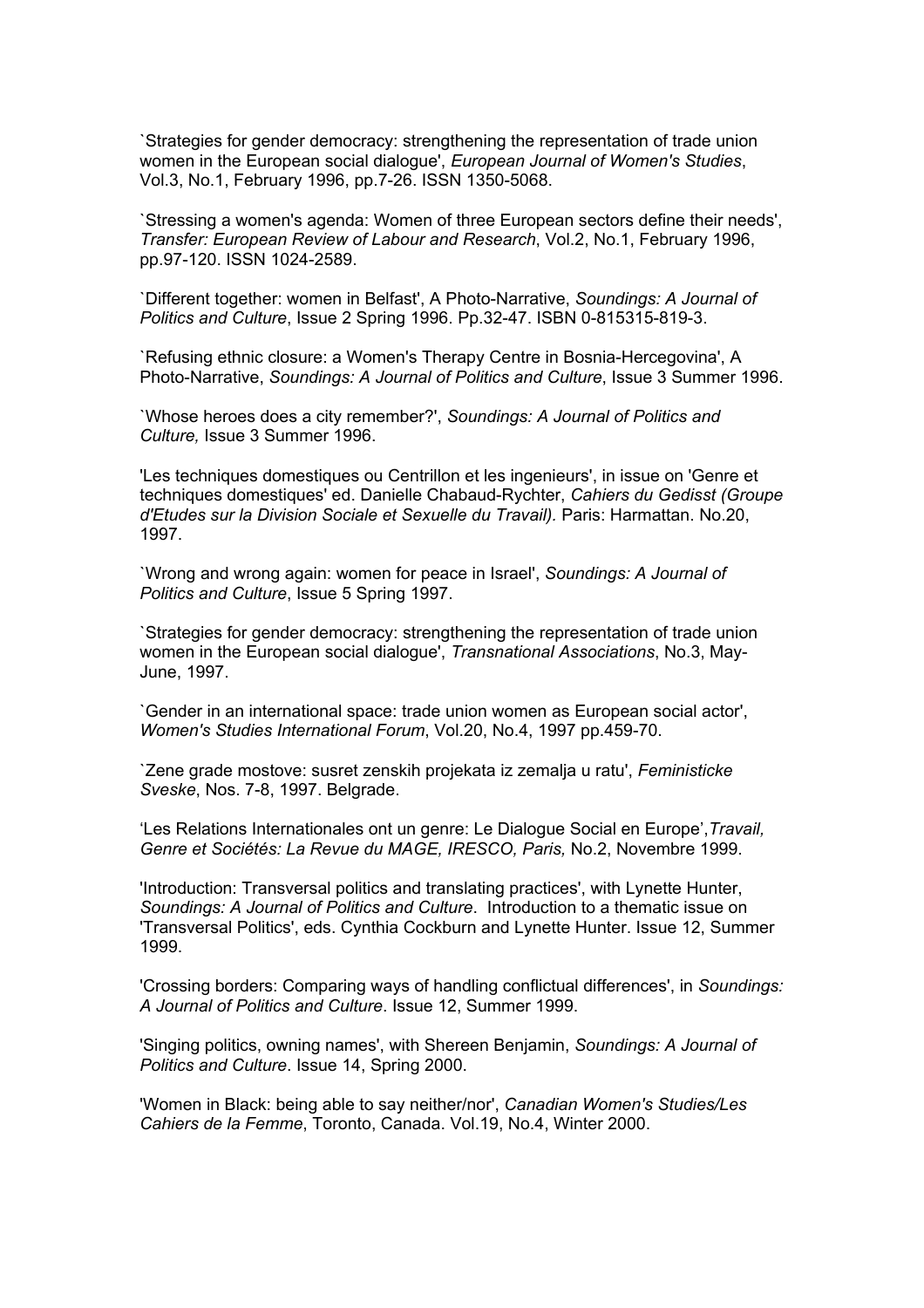`Strategies for gender democracy: strengthening the representation of trade union women in the European social dialogue', *European Journal of Women's Studies*, Vol.3, No.1, February 1996, pp.7-26. ISSN 1350-5068.

`Stressing a women's agenda: Women of three European sectors define their needs', *Transfer: European Review of Labour and Research*, Vol.2, No.1, February 1996, pp.97-120. ISSN 1024-2589.

`Different together: women in Belfast', A Photo-Narrative, *Soundings: A Journal of Politics and Culture*, Issue 2 Spring 1996. Pp.32-47. ISBN 0-815315-819-3.

`Refusing ethnic closure: a Women's Therapy Centre in Bosnia-Hercegovina', A Photo-Narrative, *Soundings: A Journal of Politics and Culture*, Issue 3 Summer 1996.

`Whose heroes does a city remember?', *Soundings: A Journal of Politics and Culture,* Issue 3 Summer 1996.

'Les techniques domestiques ou Centrillon et les ingenieurs', in issue on 'Genre et techniques domestiques' ed. Danielle Chabaud-Rychter, *Cahiers du Gedisst (Groupe d'Etudes sur la Division Sociale et Sexuelle du Travail).* Paris: Harmattan. No.20, 1997.

`Wrong and wrong again: women for peace in Israel', *Soundings: A Journal of Politics and Culture*, Issue 5 Spring 1997.

`Strategies for gender democracy: strengthening the representation of trade union women in the European social dialogue', *Transnational Associations*, No.3, May-June, 1997.

`Gender in an international space: trade union women as European social actor', *Women's Studies International Forum*, Vol.20, No.4, 1997 pp.459-70.

`Zene grade mostove: susret zenskih projekata iz zemalja u ratu', *Feministicke Sveske*, Nos. 7-8, 1997. Belgrade.

'Les Relations Internationales ont un genre: Le Dialogue Social en Europe',*Travail, Genre et Sociétés: La Revue du MAGE, IRESCO, Paris,* No.2, Novembre 1999.

'Introduction: Transversal politics and translating practices', with Lynette Hunter, *Soundings: A Journal of Politics and Culture*. Introduction to a thematic issue on 'Transversal Politics', eds. Cynthia Cockburn and Lynette Hunter. Issue 12, Summer 1999.

'Crossing borders: Comparing ways of handling conflictual differences', in *Soundings: A Journal of Politics and Culture*. Issue 12, Summer 1999.

'Singing politics, owning names', with Shereen Benjamin, *Soundings: A Journal of Politics and Culture*. Issue 14, Spring 2000.

'Women in Black: being able to say neither/nor', *Canadian Women's Studies/Les Cahiers de la Femme*, Toronto, Canada. Vol.19, No.4, Winter 2000.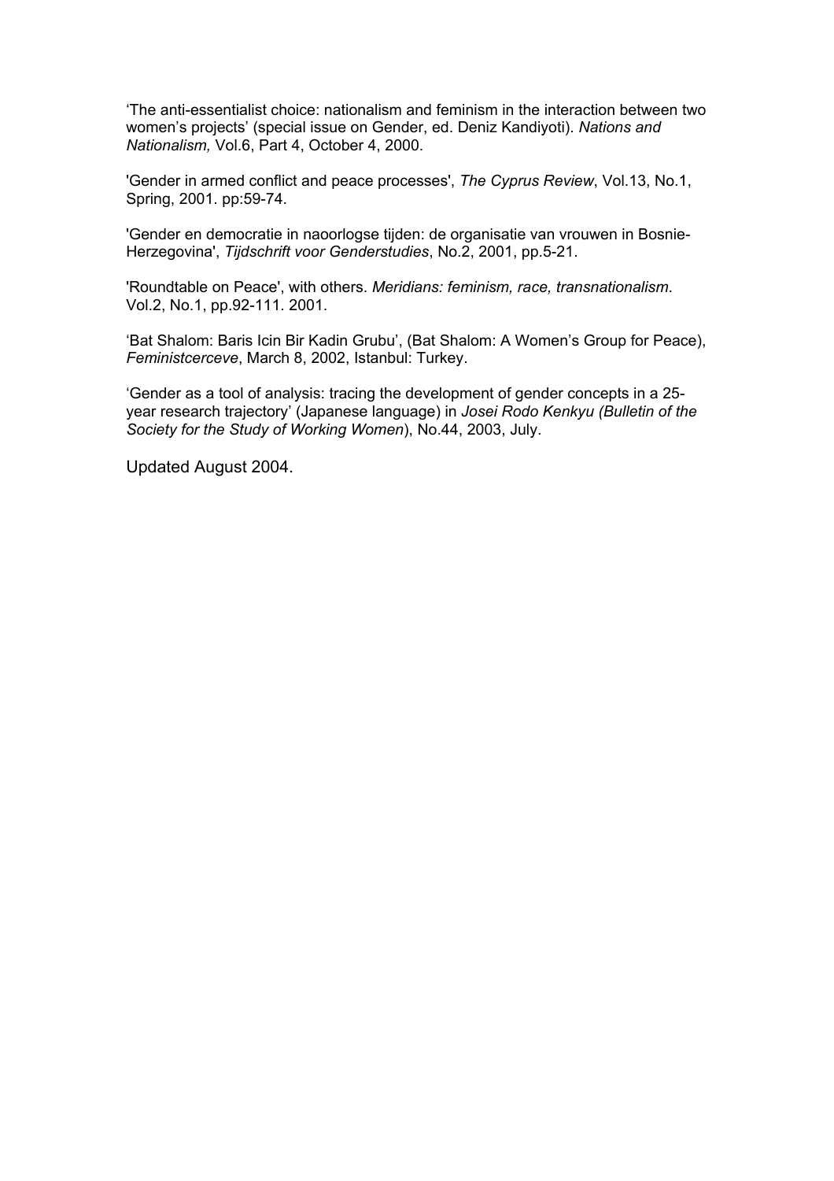'The anti-essentialist choice: nationalism and feminism in the interaction between two women's projects' (special issue on Gender, ed. Deniz Kandiyoti). *Nations and Nationalism,* Vol.6, Part 4, October 4, 2000.

'Gender in armed conflict and peace processes', *The Cyprus Review*, Vol.13, No.1, Spring, 2001. pp:59-74.

'Gender en democratie in naoorlogse tijden: de organisatie van vrouwen in Bosnie-Herzegovina', *Tijdschrift voor Genderstudies*, No.2, 2001, pp.5-21.

'Roundtable on Peace', with others. *Meridians: feminism, race, transnationalism*. Vol.2, No.1, pp.92-111. 2001.

'Bat Shalom: Baris Icin Bir Kadin Grubu', (Bat Shalom: A Women's Group for Peace), *Feministcerceve*, March 8, 2002, Istanbul: Turkey.

'Gender as a tool of analysis: tracing the development of gender concepts in a 25-year research trajectory' (Japanese language) in *Josei Rodo Kenkyu (Bulletin of the Society for the Study of Working Women*), No.44, 2003, July.

Updated August 2004.